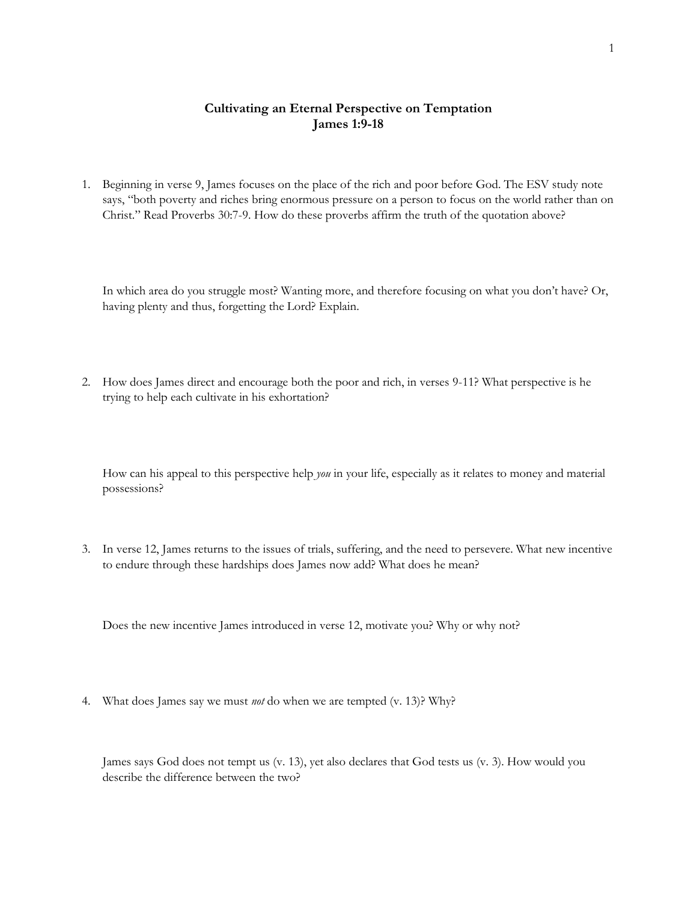# Cultivating an Eternal Perspective on Temptation
## James 1:9-18

1. Beginning in verse 9, James focuses on the place of the rich and poor before God. The ESV study note says, "both poverty and riches bring enormous pressure on a person to focus on the world rather than on Christ." Read Proverbs 30:7-9. How do these proverbs affirm the truth of the quotation above?

   In which area do you struggle most? Wanting more, and therefore focusing on what you don't have? Or, having plenty and thus, forgetting the Lord? Explain.

2. How does James direct and encourage both the poor and rich, in verses 9-11? What perspective is he trying to help each cultivate in his exhortation?

   How can his appeal to this perspective help *you* in your life, especially as it relates to money and material possessions?

3. In verse 12, James returns to the issues of trials, suffering, and the need to persevere. What new incentive to endure through these hardships does James now add? What does he mean?

   Does the new incentive James introduced in verse 12, motivate you? Why or why not?

4. What does James say we must *not* do when we are tempted (v. 13)? Why?

   James says God does not tempt us (v. 13), yet also declares that God tests us (v. 3). How would you describe the difference between the two?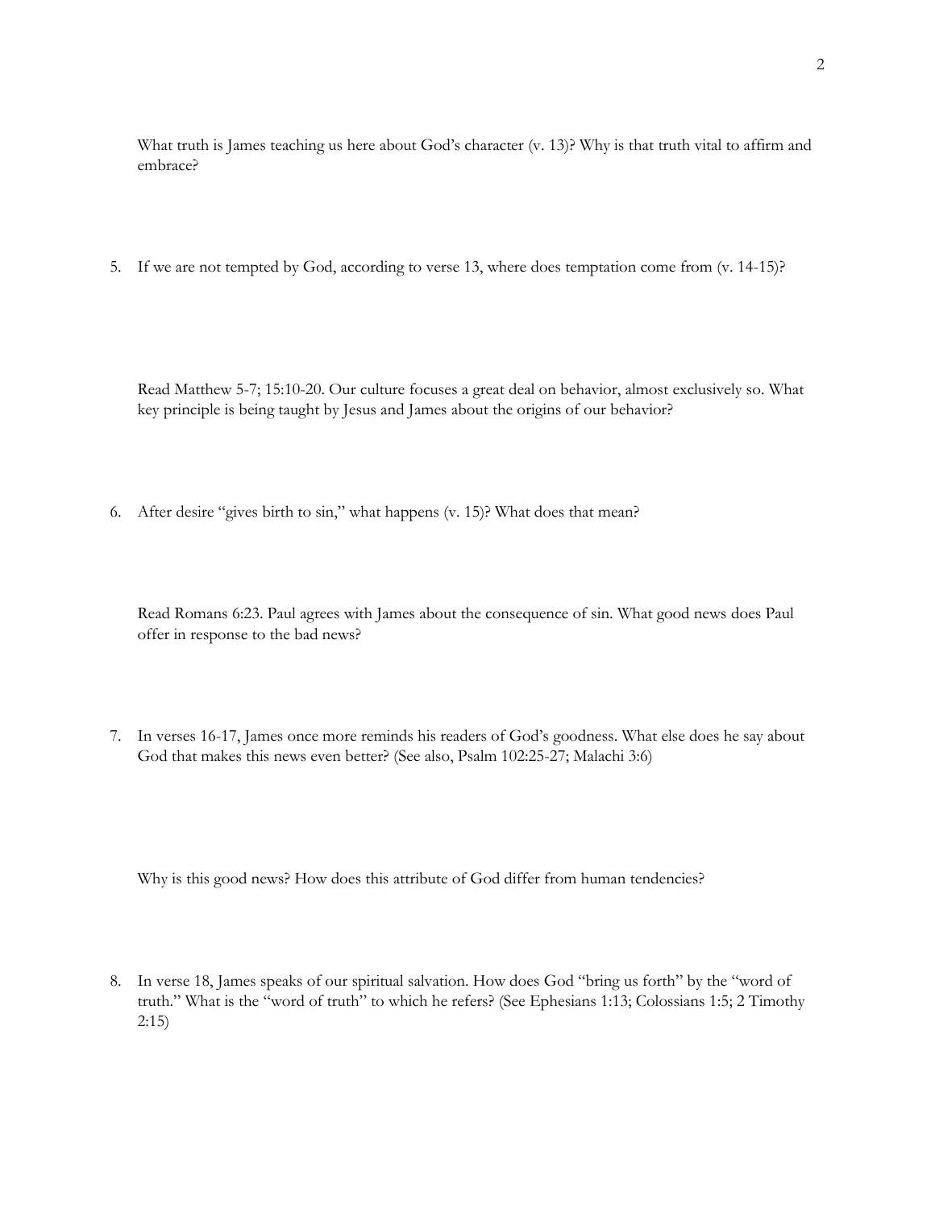What truth is James teaching us here about God's character (v. 13)? Why is that truth vital to affirm and embrace?

5. If we are not tempted by God, according to verse 13, where does temptation come from (v. 14-15)?

   Read Matthew 5-7; 15:10-20. Our culture focuses a great deal on behavior, almost exclusively so. What key principle is being taught by Jesus and James about the origins of our behavior?

6. After desire "gives birth to sin," what happens (v. 15)? What does that mean?

   Read Romans 6:23. Paul agrees with James about the consequence of sin. What good news does Paul offer in response to the bad news?

7. In verses 16-17, James once more reminds his readers of God's goodness. What else does he say about God that makes this news even better? (See also, Psalm 102:25-27; Malachi 3:6)

   Why is this good news? How does this attribute of God differ from human tendencies?

8. In verse 18, James speaks of our spiritual salvation. How does God "bring us forth" by the "word of truth." What is the "word of truth" to which he refers? (See Ephesians 1:13; Colossians 1:5; 2 Timothy 2:15)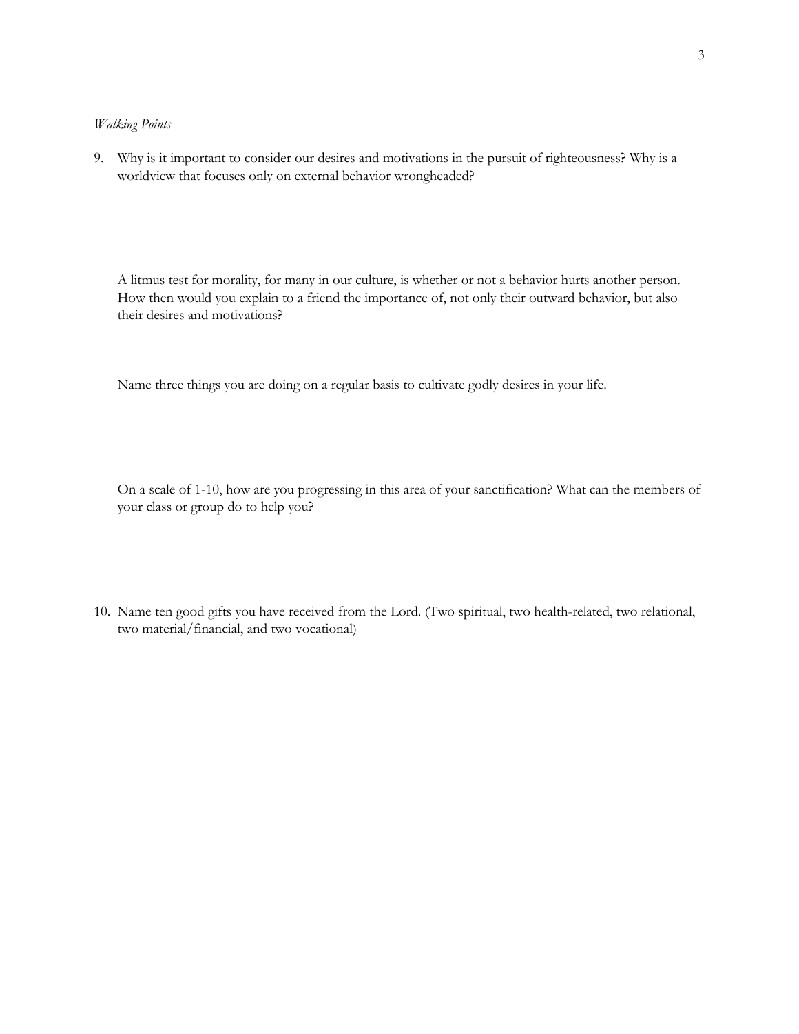*Walking Points*

9. Why is it important to consider our desires and motivations in the pursuit of righteousness? Why is a worldview that focuses only on external behavior wrongheaded?

   A litmus test for morality, for many in our culture, is whether or not a behavior hurts another person. How then would you explain to a friend the importance of, not only their outward behavior, but also their desires and motivations?

   Name three things you are doing on a regular basis to cultivate godly desires in your life.

   On a scale of 1-10, how are you progressing in this area of your sanctification? What can the members of your class or group do to help you?

10. Name ten good gifts you have received from the Lord. (Two spiritual, two health-related, two relational, two material/financial, and two vocational)